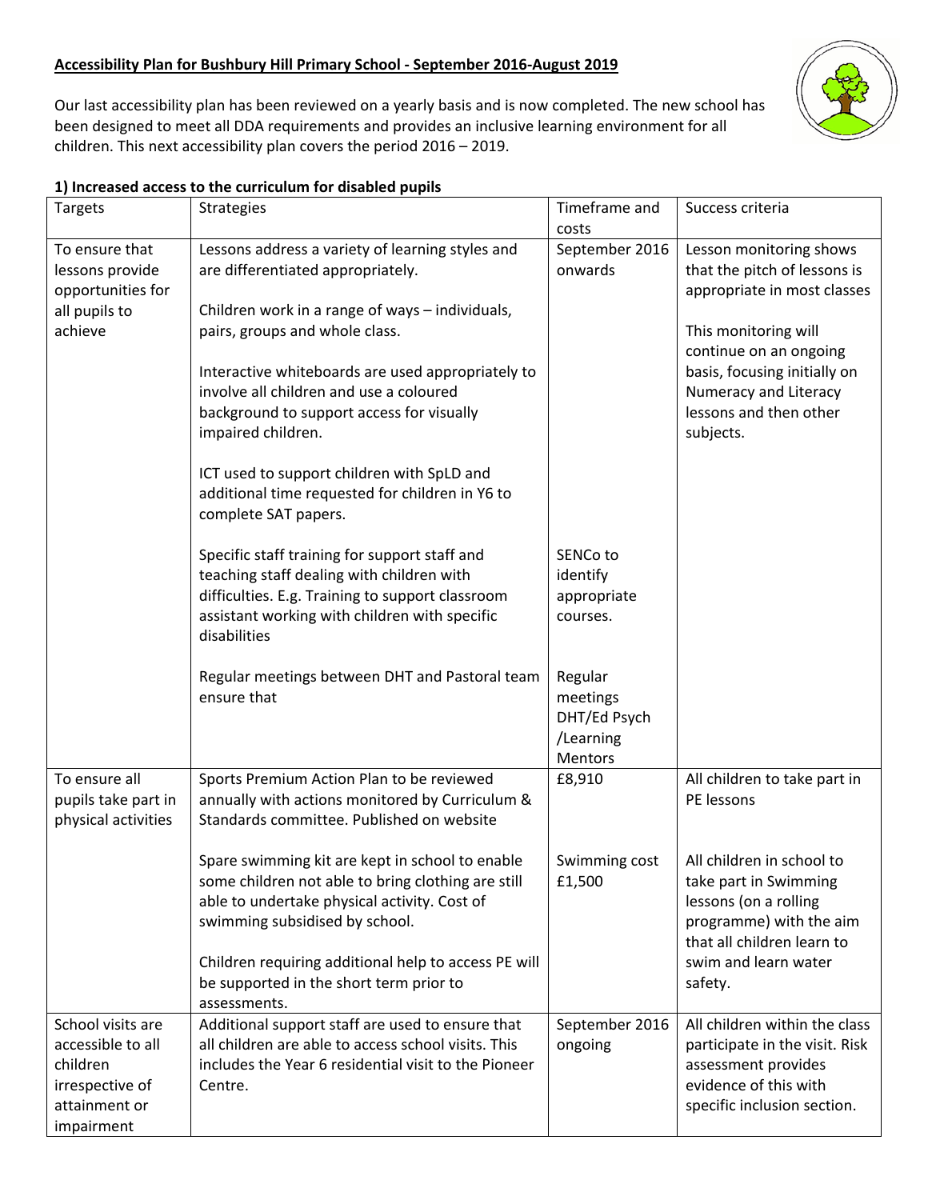**Accessibility Plan for Bushbury Hill Primary School - September 2016-August 2019**

Our last accessibility plan has been reviewed on a yearly basis and is now completed. The new school has been designed to meet all DDA requirements and provides an inclusive learning environment for all children. This next accessibility plan covers the period 2016 – 2019.

**1) Increased access to the curriculum for disabled pupils**

| Targets | Strategies | Timeframe and costs | Success criteria |
|---|---|---|---|
| To ensure that lessons provide opportunities for all pupils to achieve | Lessons address a variety of learning styles and are differentiated appropriately.<br><br>Children work in a range of ways – individuals, pairs, groups and whole class.<br><br>Interactive whiteboards are used appropriately to involve all children and use a coloured background to support access for visually impaired children.<br><br>ICT used to support children with SpLD and additional time requested for children in Y6 to complete SAT papers. | September 2016 onwards | Lesson monitoring shows that the pitch of lessons is appropriate in most classes<br><br>This monitoring will continue on an ongoing basis, focusing initially on Numeracy and Literacy lessons and then other subjects. |
| | Specific staff training for support staff and teaching staff dealing with children with difficulties. E.g. Training to support classroom assistant working with children with specific disabilities | SENCo to identify appropriate courses. | |
| | Regular meetings between DHT and Pastoral team ensure that | Regular meetings DHT/Ed Psych /Learning Mentors | |
| To ensure all pupils take part in physical activities | Sports Premium Action Plan to be reviewed annually with actions monitored by Curriculum & Standards committee. Published on website | £8,910 | All children to take part in PE lessons |
| | Spare swimming kit are kept in school to enable some children not able to bring clothing are still able to undertake physical activity. Cost of swimming subsidised by school.<br><br>Children requiring additional help to access PE will be supported in the short term prior to assessments. | Swimming cost £1,500 | All children in school to take part in Swimming lessons (on a rolling programme) with the aim that all children learn to swim and learn water safety. |
| School visits are accessible to all children irrespective of attainment or impairment | Additional support staff are used to ensure that all children are able to access school visits. This includes the Year 6 residential visit to the Pioneer Centre. | September 2016 ongoing | All children within the class participate in the visit. Risk assessment provides evidence of this with specific inclusion section. |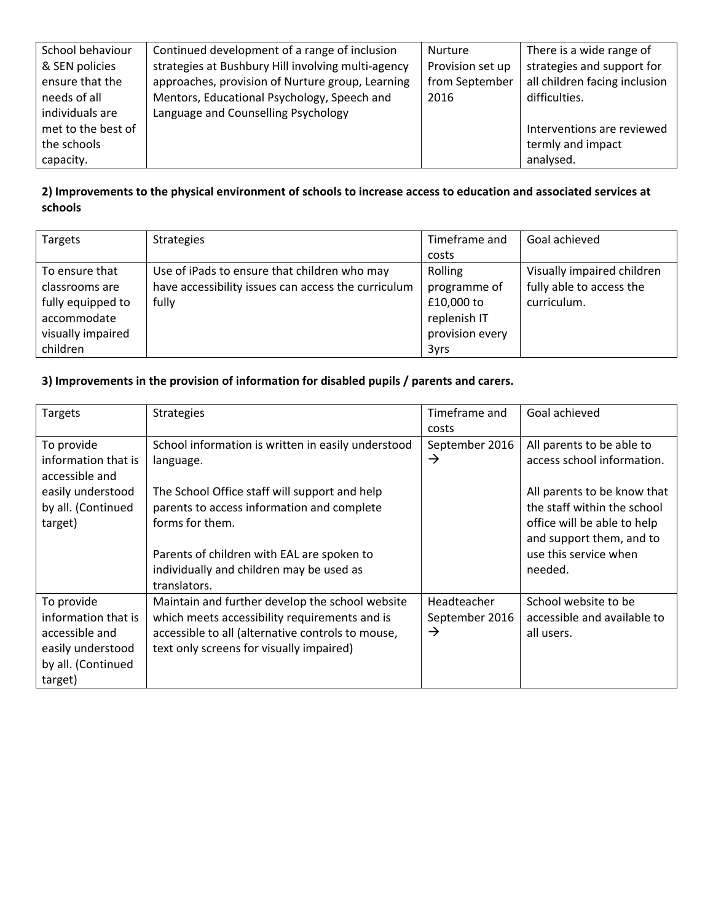| | | | |
|---|---|---|---|
| School behaviour & SEN policies ensure that the needs of all individuals are met to the best of the schools capacity. | Continued development of a range of inclusion strategies at Bushbury Hill involving multi-agency approaches, provision of Nurture group, Learning Mentors, Educational Psychology, Speech and Language and Counselling Psychology | Nurture Provision set up from September 2016 | There is a wide range of strategies and support for all children facing inclusion difficulties.<br><br>Interventions are reviewed termly and impact analysed. |

**2) Improvements to the physical environment of schools to increase access to education and associated services at schools**

| Targets | Strategies | Timeframe and costs | Goal achieved |
|---|---|---|---|
| To ensure that classrooms are fully equipped to accommodate visually impaired children | Use of iPads to ensure that children who may have accessibility issues can access the curriculum fully | Rolling programme of £10,000 to replenish IT provision every 3yrs | Visually impaired children fully able to access the curriculum. |

**3) Improvements in the provision of information for disabled pupils / parents and carers.**

| Targets | Strategies | Timeframe and costs | Goal achieved |
|---|---|---|---|
| To provide information that is accessible and easily understood by all. (Continued target) | School information is written in easily understood language.<br><br>The School Office staff will support and help parents to access information and complete forms for them.<br><br>Parents of children with EAL are spoken to individually and children may be used as translators. | September 2016 → | All parents to be able to access school information.<br><br>All parents to be know that the staff within the school office will be able to help and support them, and to use this service when needed. |
| To provide information that is accessible and easily understood by all. (Continued target) | Maintain and further develop the school website which meets accessibility requirements and is accessible to all (alternative controls to mouse, text only screens for visually impaired) | Headteacher September 2016 → | School website to be accessible and available to all users. |